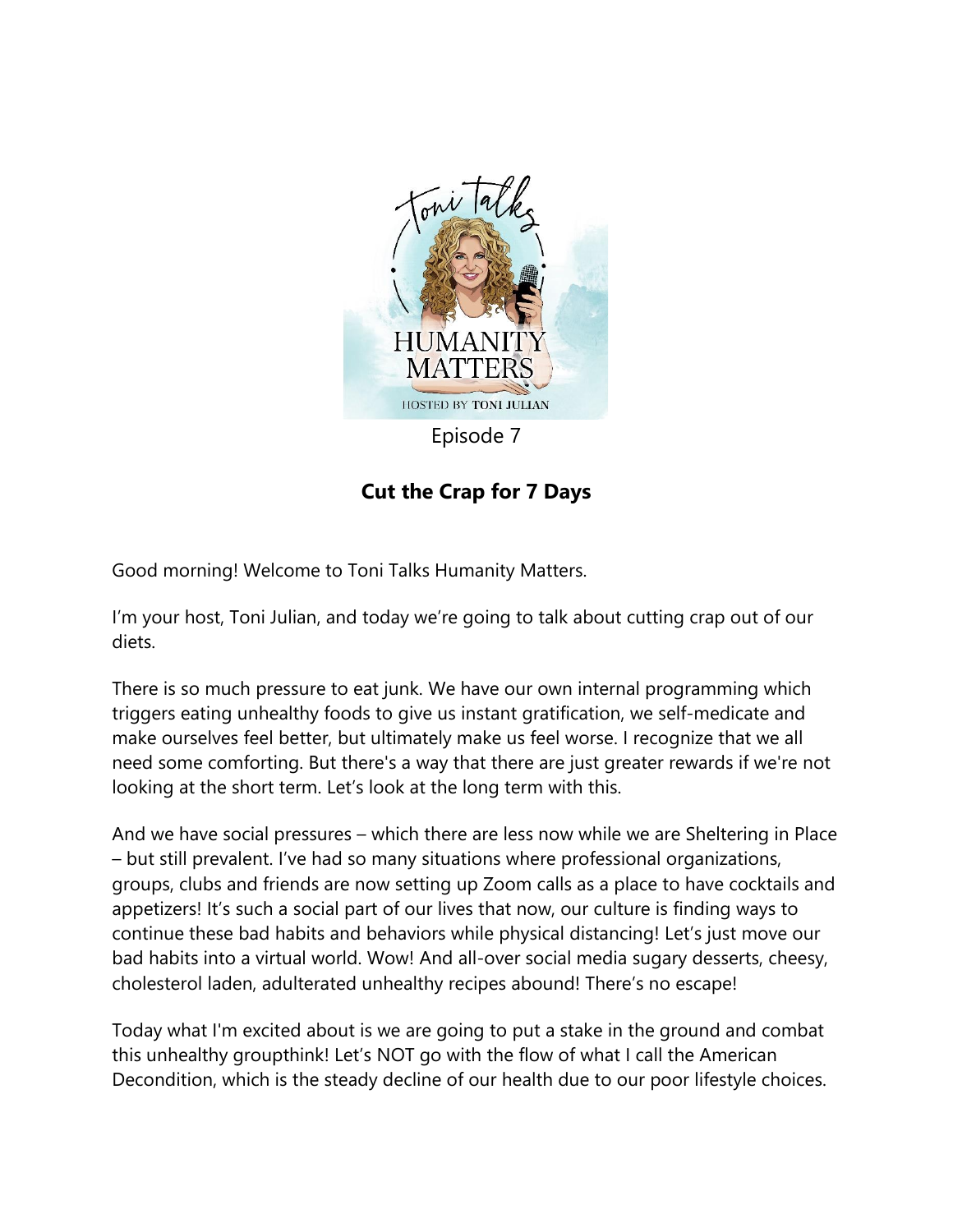Episode 7

# Cut the Crap for 7 Days

Good morning! Welcome to Toni Talks Humanity Matters.

I'm your host, Toni Julian, and today we're going to talk about cutting crap out of our diets.

There is so much pressure to eat junk. We have our own internal programming which triggers eating unhealthy foods to give us instant gratification, we self-medicate and make ourselves feel better, but ultimately make us feel worse. I recognize that we all need some comforting. But there's a way that there are just greater rewards if we're not looking at the short term. Let's look at the long term with this.

And we have social pressures – which there are less now while we are Sheltering in Place – but still prevalent. I've had so many situations where professional organizations, groups, clubs and friends are now setting up Zoom calls as a place to have cocktails and appetizers! It's such a social part of our lives that now, our culture is finding ways to continue these bad habits and behaviors while physical distancing! Let's just move our bad habits into a virtual world. Wow! And all-over social media sugary desserts, cheesy, cholesterol laden, adulterated unhealthy recipes abound! There's no escape!

Today what I'm excited about is we are going to put a stake in the ground and combat this unhealthy groupthink! Let's NOT go with the flow of what I call the American Decondition, which is the steady decline of our health due to our poor lifestyle choices.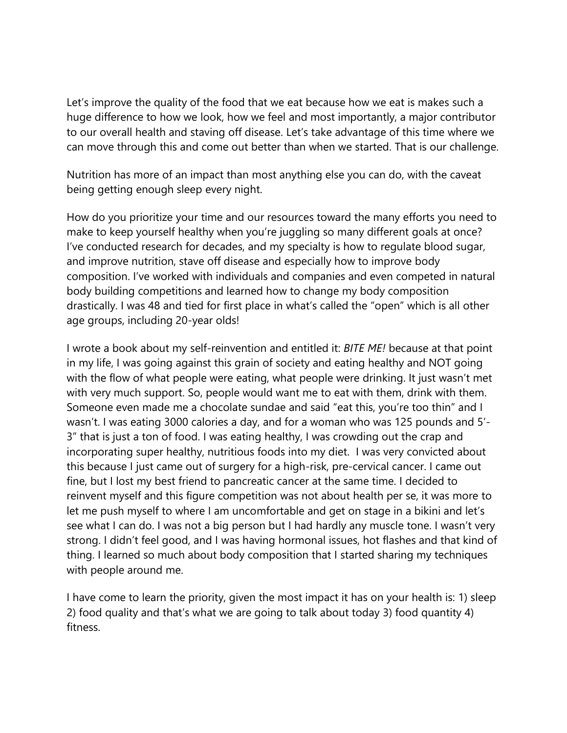Let's improve the quality of the food that we eat because how we eat is makes such a huge difference to how we look, how we feel and most importantly, a major contributor to our overall health and staving off disease. Let's take advantage of this time where we can move through this and come out better than when we started. That is our challenge.

Nutrition has more of an impact than most anything else you can do, with the caveat being getting enough sleep every night.

How do you prioritize your time and our resources toward the many efforts you need to make to keep yourself healthy when you're juggling so many different goals at once? I've conducted research for decades, and my specialty is how to regulate blood sugar, and improve nutrition, stave off disease and especially how to improve body composition. I've worked with individuals and companies and even competed in natural body building competitions and learned how to change my body composition drastically. I was 48 and tied for first place in what's called the "open" which is all other age groups, including 20-year olds!

I wrote a book about my self-reinvention and entitled it: *BITE ME!* because at that point in my life, I was going against this grain of society and eating healthy and NOT going with the flow of what people were eating, what people were drinking. It just wasn't met with very much support. So, people would want me to eat with them, drink with them. Someone even made me a chocolate sundae and said "eat this, you're too thin" and I wasn't. I was eating 3000 calories a day, and for a woman who was 125 pounds and 5'-3" that is just a ton of food. I was eating healthy, I was crowding out the crap and incorporating super healthy, nutritious foods into my diet. I was very convicted about this because I just came out of surgery for a high-risk, pre-cervical cancer. I came out fine, but I lost my best friend to pancreatic cancer at the same time. I decided to reinvent myself and this figure competition was not about health per se, it was more to let me push myself to where I am uncomfortable and get on stage in a bikini and let's see what I can do. I was not a big person but I had hardly any muscle tone. I wasn't very strong. I didn't feel good, and I was having hormonal issues, hot flashes and that kind of thing. I learned so much about body composition that I started sharing my techniques with people around me.

I have come to learn the priority, given the most impact it has on your health is: 1) sleep 2) food quality and that's what we are going to talk about today 3) food quantity 4) fitness.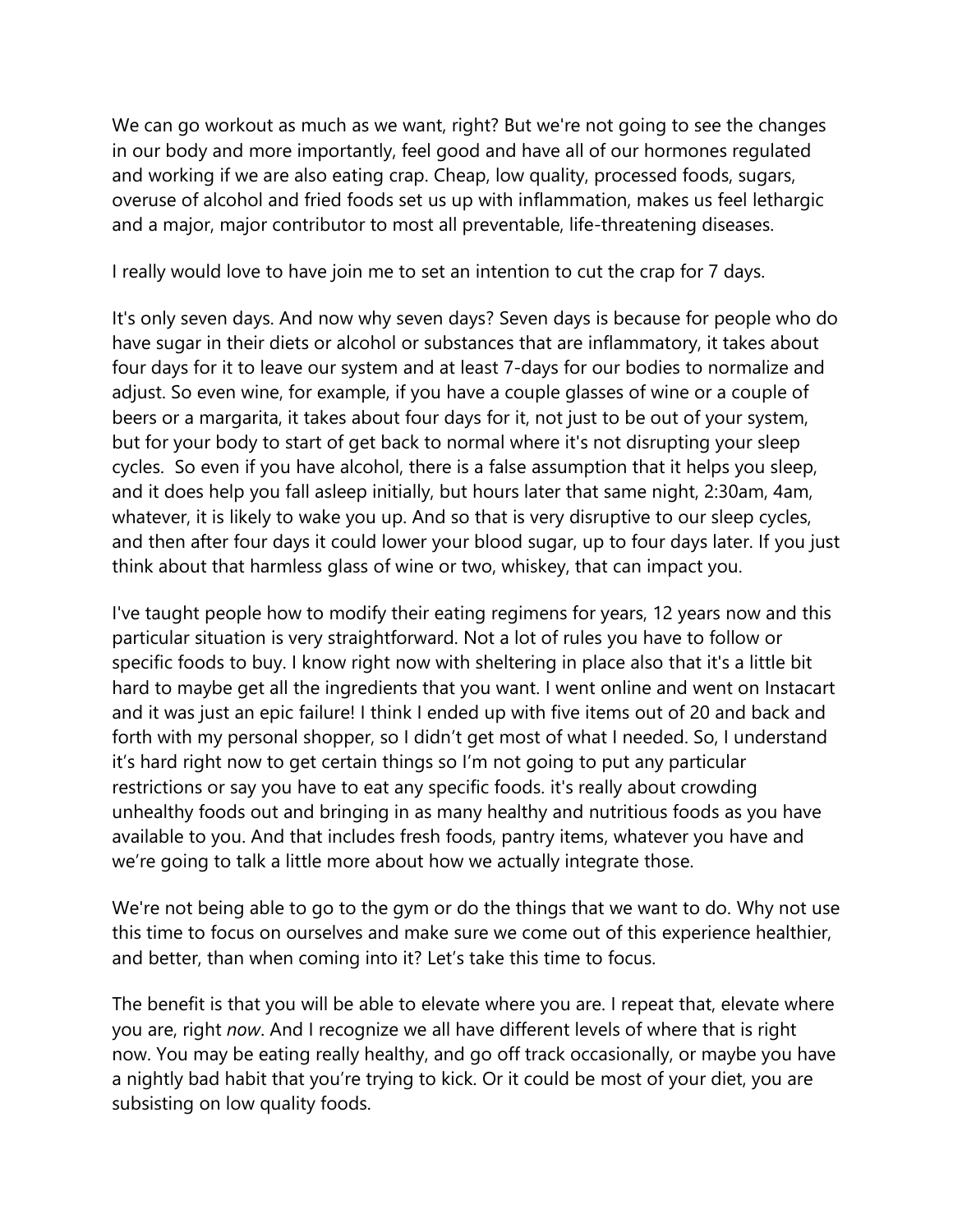We can go workout as much as we want, right? But we're not going to see the changes in our body and more importantly, feel good and have all of our hormones regulated and working if we are also eating crap. Cheap, low quality, processed foods, sugars, overuse of alcohol and fried foods set us up with inflammation, makes us feel lethargic and a major, major contributor to most all preventable, life-threatening diseases.

I really would love to have join me to set an intention to cut the crap for 7 days.

It's only seven days. And now why seven days? Seven days is because for people who do have sugar in their diets or alcohol or substances that are inflammatory, it takes about four days for it to leave our system and at least 7-days for our bodies to normalize and adjust. So even wine, for example, if you have a couple glasses of wine or a couple of beers or a margarita, it takes about four days for it, not just to be out of your system, but for your body to start of get back to normal where it's not disrupting your sleep cycles. So even if you have alcohol, there is a false assumption that it helps you sleep, and it does help you fall asleep initially, but hours later that same night, 2:30am, 4am, whatever, it is likely to wake you up. And so that is very disruptive to our sleep cycles, and then after four days it could lower your blood sugar, up to four days later. If you just think about that harmless glass of wine or two, whiskey, that can impact you.

I've taught people how to modify their eating regimens for years, 12 years now and this particular situation is very straightforward. Not a lot of rules you have to follow or specific foods to buy. I know right now with sheltering in place also that it's a little bit hard to maybe get all the ingredients that you want. I went online and went on Instacart and it was just an epic failure! I think I ended up with five items out of 20 and back and forth with my personal shopper, so I didn't get most of what I needed. So, I understand it's hard right now to get certain things so I'm not going to put any particular restrictions or say you have to eat any specific foods. it's really about crowding unhealthy foods out and bringing in as many healthy and nutritious foods as you have available to you. And that includes fresh foods, pantry items, whatever you have and we're going to talk a little more about how we actually integrate those.

We're not being able to go to the gym or do the things that we want to do. Why not use this time to focus on ourselves and make sure we come out of this experience healthier, and better, than when coming into it? Let's take this time to focus.

The benefit is that you will be able to elevate where you are. I repeat that, elevate where you are, right *now*. And I recognize we all have different levels of where that is right now. You may be eating really healthy, and go off track occasionally, or maybe you have a nightly bad habit that you're trying to kick. Or it could be most of your diet, you are subsisting on low quality foods.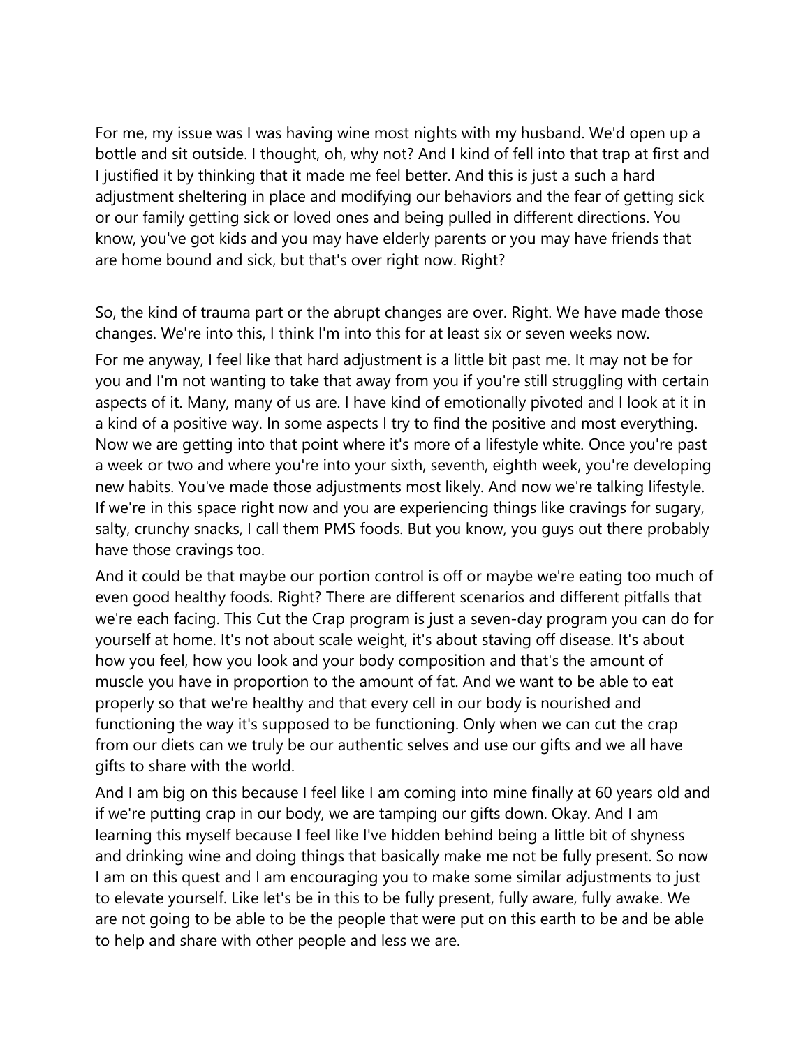For me, my issue was I was having wine most nights with my husband. We'd open up a bottle and sit outside. I thought, oh, why not? And I kind of fell into that trap at first and I justified it by thinking that it made me feel better. And this is just a such a hard adjustment sheltering in place and modifying our behaviors and the fear of getting sick or our family getting sick or loved ones and being pulled in different directions. You know, you've got kids and you may have elderly parents or you may have friends that are home bound and sick, but that's over right now. Right?

So, the kind of trauma part or the abrupt changes are over. Right. We have made those changes. We're into this, I think I'm into this for at least six or seven weeks now.

For me anyway, I feel like that hard adjustment is a little bit past me. It may not be for you and I'm not wanting to take that away from you if you're still struggling with certain aspects of it. Many, many of us are. I have kind of emotionally pivoted and I look at it in a kind of a positive way. In some aspects I try to find the positive and most everything. Now we are getting into that point where it's more of a lifestyle white. Once you're past a week or two and where you're into your sixth, seventh, eighth week, you're developing new habits. You've made those adjustments most likely. And now we're talking lifestyle. If we're in this space right now and you are experiencing things like cravings for sugary, salty, crunchy snacks, I call them PMS foods. But you know, you guys out there probably have those cravings too.

And it could be that maybe our portion control is off or maybe we're eating too much of even good healthy foods. Right? There are different scenarios and different pitfalls that we're each facing. This Cut the Crap program is just a seven-day program you can do for yourself at home. It's not about scale weight, it's about staving off disease. It's about how you feel, how you look and your body composition and that's the amount of muscle you have in proportion to the amount of fat. And we want to be able to eat properly so that we're healthy and that every cell in our body is nourished and functioning the way it's supposed to be functioning. Only when we can cut the crap from our diets can we truly be our authentic selves and use our gifts and we all have gifts to share with the world.

And I am big on this because I feel like I am coming into mine finally at 60 years old and if we're putting crap in our body, we are tamping our gifts down. Okay. And I am learning this myself because I feel like I've hidden behind being a little bit of shyness and drinking wine and doing things that basically make me not be fully present. So now I am on this quest and I am encouraging you to make some similar adjustments to just to elevate yourself. Like let's be in this to be fully present, fully aware, fully awake. We are not going to be able to be the people that were put on this earth to be and be able to help and share with other people and less we are.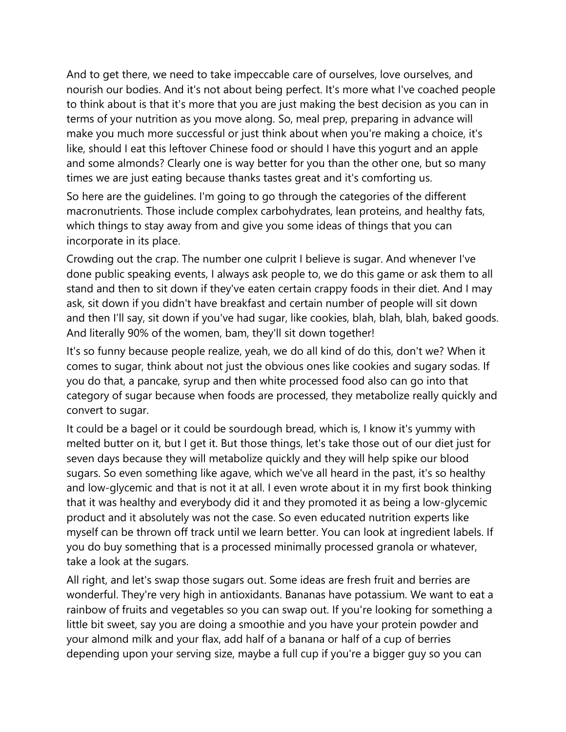And to get there, we need to take impeccable care of ourselves, love ourselves, and nourish our bodies. And it's not about being perfect. It's more what I've coached people to think about is that it's more that you are just making the best decision as you can in terms of your nutrition as you move along. So, meal prep, preparing in advance will make you much more successful or just think about when you're making a choice, it's like, should I eat this leftover Chinese food or should I have this yogurt and an apple and some almonds? Clearly one is way better for you than the other one, but so many times we are just eating because thanks tastes great and it's comforting us.

So here are the guidelines. I'm going to go through the categories of the different macronutrients. Those include complex carbohydrates, lean proteins, and healthy fats, which things to stay away from and give you some ideas of things that you can incorporate in its place.

Crowding out the crap. The number one culprit I believe is sugar. And whenever I've done public speaking events, I always ask people to, we do this game or ask them to all stand and then to sit down if they've eaten certain crappy foods in their diet. And I may ask, sit down if you didn't have breakfast and certain number of people will sit down and then I'll say, sit down if you've had sugar, like cookies, blah, blah, blah, baked goods. And literally 90% of the women, bam, they'll sit down together!

It's so funny because people realize, yeah, we do all kind of do this, don't we? When it comes to sugar, think about not just the obvious ones like cookies and sugary sodas. If you do that, a pancake, syrup and then white processed food also can go into that category of sugar because when foods are processed, they metabolize really quickly and convert to sugar.

It could be a bagel or it could be sourdough bread, which is, I know it's yummy with melted butter on it, but I get it. But those things, let's take those out of our diet just for seven days because they will metabolize quickly and they will help spike our blood sugars. So even something like agave, which we've all heard in the past, it's so healthy and low-glycemic and that is not it at all. I even wrote about it in my first book thinking that it was healthy and everybody did it and they promoted it as being a low-glycemic product and it absolutely was not the case. So even educated nutrition experts like myself can be thrown off track until we learn better. You can look at ingredient labels. If you do buy something that is a processed minimally processed granola or whatever, take a look at the sugars.

All right, and let's swap those sugars out. Some ideas are fresh fruit and berries are wonderful. They're very high in antioxidants. Bananas have potassium. We want to eat a rainbow of fruits and vegetables so you can swap out. If you're looking for something a little bit sweet, say you are doing a smoothie and you have your protein powder and your almond milk and your flax, add half of a banana or half of a cup of berries depending upon your serving size, maybe a full cup if you're a bigger guy so you can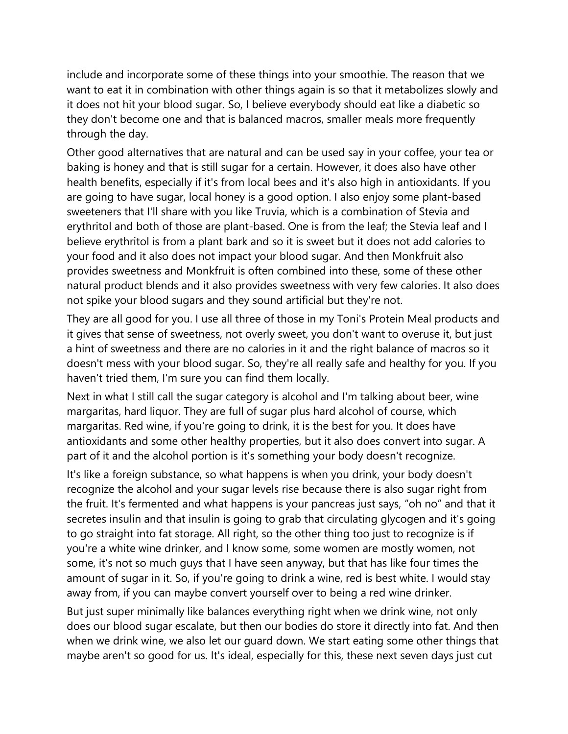include and incorporate some of these things into your smoothie. The reason that we want to eat it in combination with other things again is so that it metabolizes slowly and it does not hit your blood sugar. So, I believe everybody should eat like a diabetic so they don't become one and that is balanced macros, smaller meals more frequently through the day.

Other good alternatives that are natural and can be used say in your coffee, your tea or baking is honey and that is still sugar for a certain. However, it does also have other health benefits, especially if it's from local bees and it's also high in antioxidants. If you are going to have sugar, local honey is a good option. I also enjoy some plant-based sweeteners that I'll share with you like Truvia, which is a combination of Stevia and erythritol and both of those are plant-based. One is from the leaf; the Stevia leaf and I believe erythritol is from a plant bark and so it is sweet but it does not add calories to your food and it also does not impact your blood sugar. And then Monkfruit also provides sweetness and Monkfruit is often combined into these, some of these other natural product blends and it also provides sweetness with very few calories. It also does not spike your blood sugars and they sound artificial but they're not.

They are all good for you. I use all three of those in my Toni's Protein Meal products and it gives that sense of sweetness, not overly sweet, you don't want to overuse it, but just a hint of sweetness and there are no calories in it and the right balance of macros so it doesn't mess with your blood sugar. So, they're all really safe and healthy for you. If you haven't tried them, I'm sure you can find them locally.

Next in what I still call the sugar category is alcohol and I'm talking about beer, wine margaritas, hard liquor. They are full of sugar plus hard alcohol of course, which margaritas. Red wine, if you're going to drink, it is the best for you. It does have antioxidants and some other healthy properties, but it also does convert into sugar. A part of it and the alcohol portion is it's something your body doesn't recognize.

It's like a foreign substance, so what happens is when you drink, your body doesn't recognize the alcohol and your sugar levels rise because there is also sugar right from the fruit. It's fermented and what happens is your pancreas just says, "oh no" and that it secretes insulin and that insulin is going to grab that circulating glycogen and it's going to go straight into fat storage. All right, so the other thing too just to recognize is if you're a white wine drinker, and I know some, some women are mostly women, not some, it's not so much guys that I have seen anyway, but that has like four times the amount of sugar in it. So, if you're going to drink a wine, red is best white. I would stay away from, if you can maybe convert yourself over to being a red wine drinker.

But just super minimally like balances everything right when we drink wine, not only does our blood sugar escalate, but then our bodies do store it directly into fat. And then when we drink wine, we also let our guard down. We start eating some other things that maybe aren't so good for us. It's ideal, especially for this, these next seven days just cut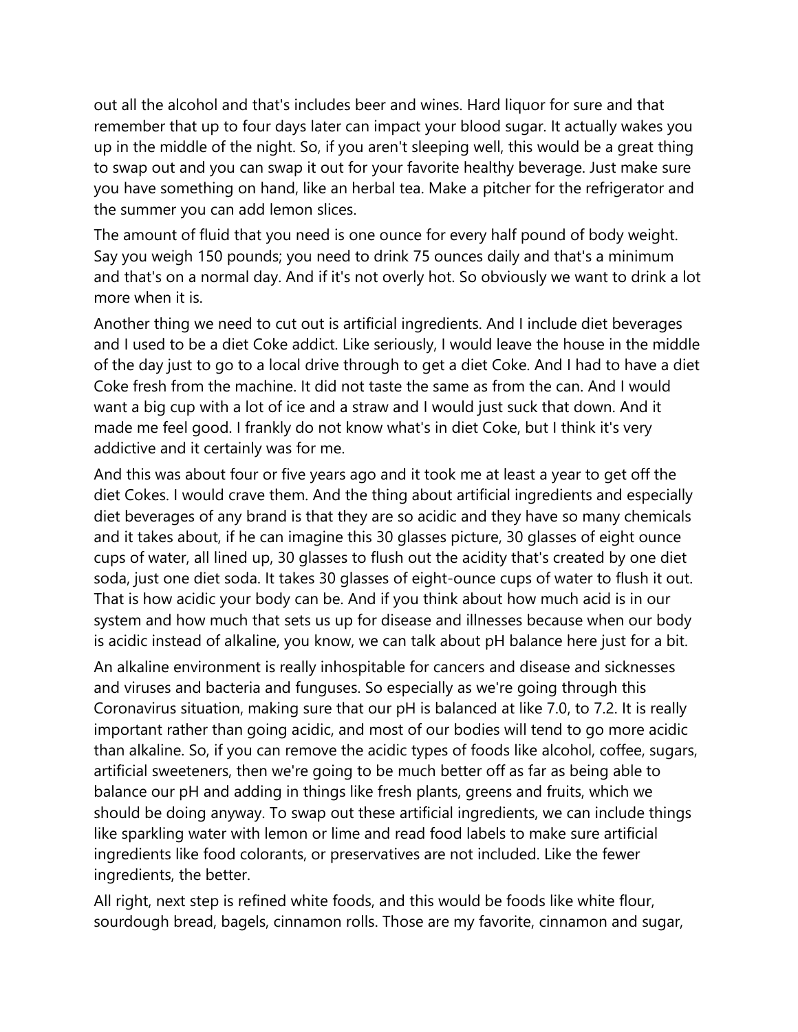out all the alcohol and that's includes beer and wines. Hard liquor for sure and that remember that up to four days later can impact your blood sugar. It actually wakes you up in the middle of the night. So, if you aren't sleeping well, this would be a great thing to swap out and you can swap it out for your favorite healthy beverage. Just make sure you have something on hand, like an herbal tea. Make a pitcher for the refrigerator and the summer you can add lemon slices.

The amount of fluid that you need is one ounce for every half pound of body weight. Say you weigh 150 pounds; you need to drink 75 ounces daily and that's a minimum and that's on a normal day. And if it's not overly hot. So obviously we want to drink a lot more when it is.

Another thing we need to cut out is artificial ingredients. And I include diet beverages and I used to be a diet Coke addict. Like seriously, I would leave the house in the middle of the day just to go to a local drive through to get a diet Coke. And I had to have a diet Coke fresh from the machine. It did not taste the same as from the can. And I would want a big cup with a lot of ice and a straw and I would just suck that down. And it made me feel good. I frankly do not know what's in diet Coke, but I think it's very addictive and it certainly was for me.

And this was about four or five years ago and it took me at least a year to get off the diet Cokes. I would crave them. And the thing about artificial ingredients and especially diet beverages of any brand is that they are so acidic and they have so many chemicals and it takes about, if he can imagine this 30 glasses picture, 30 glasses of eight ounce cups of water, all lined up, 30 glasses to flush out the acidity that's created by one diet soda, just one diet soda. It takes 30 glasses of eight-ounce cups of water to flush it out. That is how acidic your body can be. And if you think about how much acid is in our system and how much that sets us up for disease and illnesses because when our body is acidic instead of alkaline, you know, we can talk about pH balance here just for a bit.

An alkaline environment is really inhospitable for cancers and disease and sicknesses and viruses and bacteria and funguses. So especially as we're going through this Coronavirus situation, making sure that our pH is balanced at like 7.0, to 7.2. It is really important rather than going acidic, and most of our bodies will tend to go more acidic than alkaline. So, if you can remove the acidic types of foods like alcohol, coffee, sugars, artificial sweeteners, then we're going to be much better off as far as being able to balance our pH and adding in things like fresh plants, greens and fruits, which we should be doing anyway. To swap out these artificial ingredients, we can include things like sparkling water with lemon or lime and read food labels to make sure artificial ingredients like food colorants, or preservatives are not included. Like the fewer ingredients, the better.

All right, next step is refined white foods, and this would be foods like white flour, sourdough bread, bagels, cinnamon rolls. Those are my favorite, cinnamon and sugar,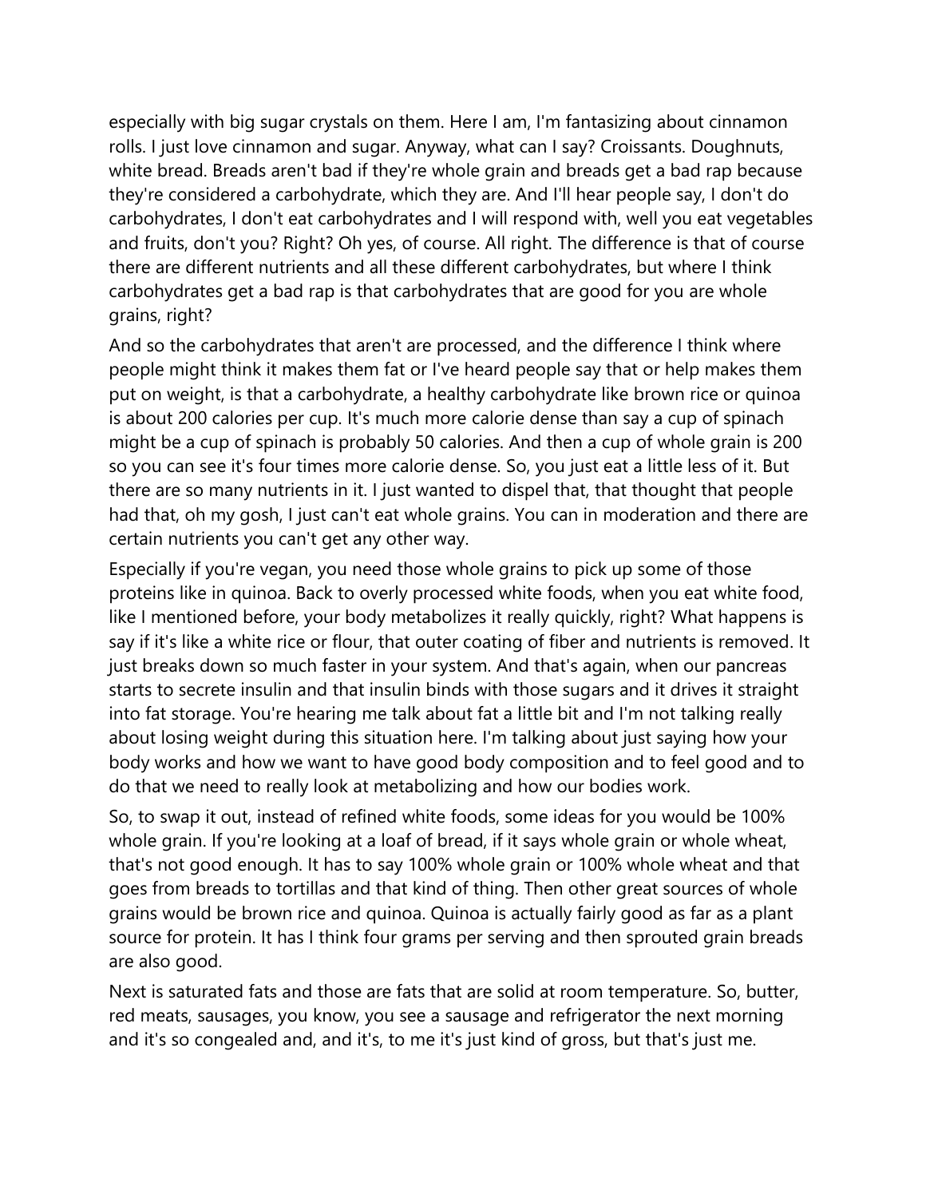especially with big sugar crystals on them. Here I am, I'm fantasizing about cinnamon rolls. I just love cinnamon and sugar. Anyway, what can I say? Croissants. Doughnuts, white bread. Breads aren't bad if they're whole grain and breads get a bad rap because they're considered a carbohydrate, which they are. And I'll hear people say, I don't do carbohydrates, I don't eat carbohydrates and I will respond with, well you eat vegetables and fruits, don't you? Right? Oh yes, of course. All right. The difference is that of course there are different nutrients and all these different carbohydrates, but where I think carbohydrates get a bad rap is that carbohydrates that are good for you are whole grains, right?

And so the carbohydrates that aren't are processed, and the difference I think where people might think it makes them fat or I've heard people say that or help makes them put on weight, is that a carbohydrate, a healthy carbohydrate like brown rice or quinoa is about 200 calories per cup. It's much more calorie dense than say a cup of spinach might be a cup of spinach is probably 50 calories. And then a cup of whole grain is 200 so you can see it's four times more calorie dense. So, you just eat a little less of it. But there are so many nutrients in it. I just wanted to dispel that, that thought that people had that, oh my gosh, I just can't eat whole grains. You can in moderation and there are certain nutrients you can't get any other way.

Especially if you're vegan, you need those whole grains to pick up some of those proteins like in quinoa. Back to overly processed white foods, when you eat white food, like I mentioned before, your body metabolizes it really quickly, right? What happens is say if it's like a white rice or flour, that outer coating of fiber and nutrients is removed. It just breaks down so much faster in your system. And that's again, when our pancreas starts to secrete insulin and that insulin binds with those sugars and it drives it straight into fat storage. You're hearing me talk about fat a little bit and I'm not talking really about losing weight during this situation here. I'm talking about just saying how your body works and how we want to have good body composition and to feel good and to do that we need to really look at metabolizing and how our bodies work.

So, to swap it out, instead of refined white foods, some ideas for you would be 100% whole grain. If you're looking at a loaf of bread, if it says whole grain or whole wheat, that's not good enough. It has to say 100% whole grain or 100% whole wheat and that goes from breads to tortillas and that kind of thing. Then other great sources of whole grains would be brown rice and quinoa. Quinoa is actually fairly good as far as a plant source for protein. It has I think four grams per serving and then sprouted grain breads are also good.

Next is saturated fats and those are fats that are solid at room temperature. So, butter, red meats, sausages, you know, you see a sausage and refrigerator the next morning and it's so congealed and, and it's, to me it's just kind of gross, but that's just me.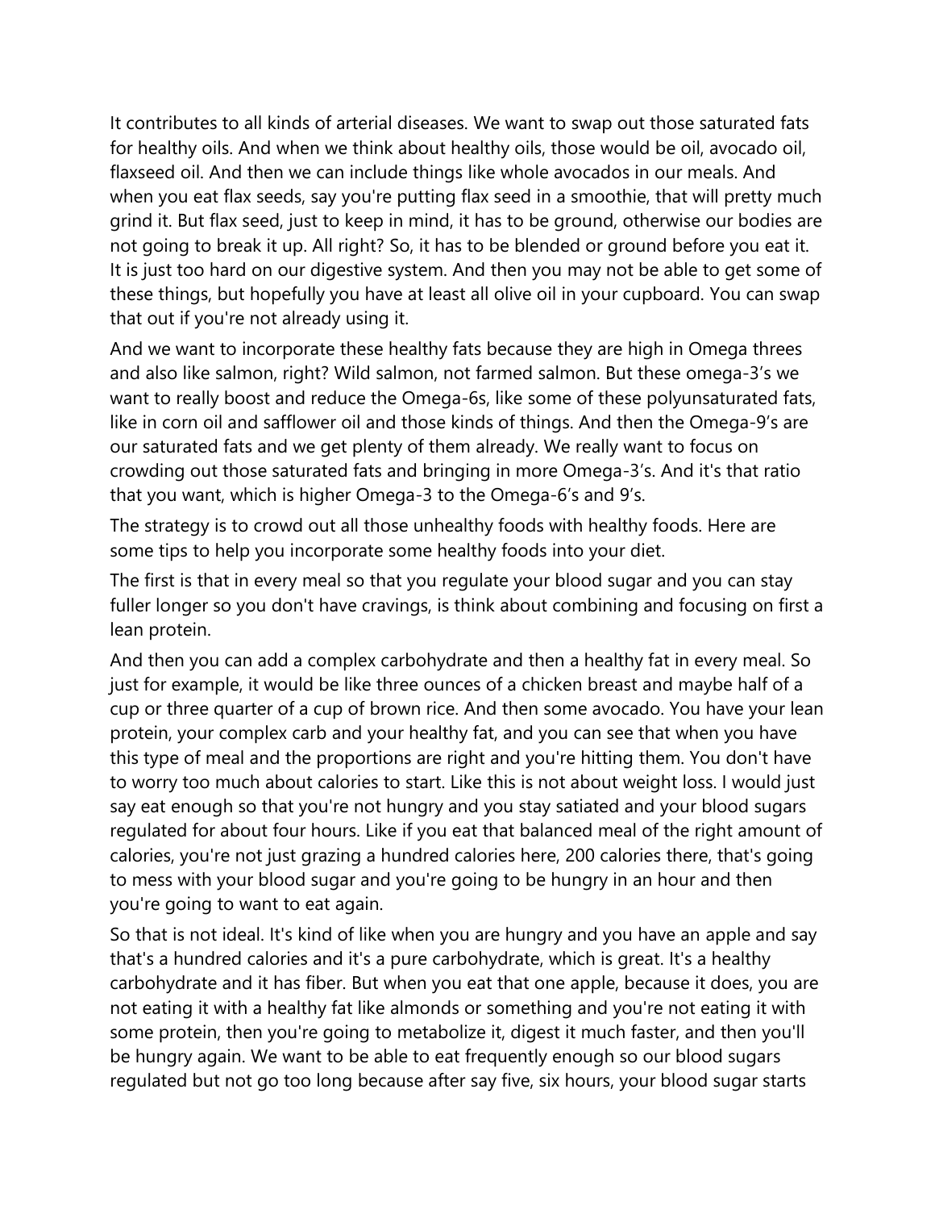It contributes to all kinds of arterial diseases. We want to swap out those saturated fats for healthy oils. And when we think about healthy oils, those would be oil, avocado oil, flaxseed oil. And then we can include things like whole avocados in our meals. And when you eat flax seeds, say you're putting flax seed in a smoothie, that will pretty much grind it. But flax seed, just to keep in mind, it has to be ground, otherwise our bodies are not going to break it up. All right? So, it has to be blended or ground before you eat it. It is just too hard on our digestive system. And then you may not be able to get some of these things, but hopefully you have at least all olive oil in your cupboard. You can swap that out if you're not already using it.

And we want to incorporate these healthy fats because they are high in Omega threes and also like salmon, right? Wild salmon, not farmed salmon. But these omega-3's we want to really boost and reduce the Omega-6s, like some of these polyunsaturated fats, like in corn oil and safflower oil and those kinds of things. And then the Omega-9's are our saturated fats and we get plenty of them already. We really want to focus on crowding out those saturated fats and bringing in more Omega-3's. And it's that ratio that you want, which is higher Omega-3 to the Omega-6's and 9's.

The strategy is to crowd out all those unhealthy foods with healthy foods. Here are some tips to help you incorporate some healthy foods into your diet.

The first is that in every meal so that you regulate your blood sugar and you can stay fuller longer so you don't have cravings, is think about combining and focusing on first a lean protein.

And then you can add a complex carbohydrate and then a healthy fat in every meal. So just for example, it would be like three ounces of a chicken breast and maybe half of a cup or three quarter of a cup of brown rice. And then some avocado. You have your lean protein, your complex carb and your healthy fat, and you can see that when you have this type of meal and the proportions are right and you're hitting them. You don't have to worry too much about calories to start. Like this is not about weight loss. I would just say eat enough so that you're not hungry and you stay satiated and your blood sugars regulated for about four hours. Like if you eat that balanced meal of the right amount of calories, you're not just grazing a hundred calories here, 200 calories there, that's going to mess with your blood sugar and you're going to be hungry in an hour and then you're going to want to eat again.

So that is not ideal. It's kind of like when you are hungry and you have an apple and say that's a hundred calories and it's a pure carbohydrate, which is great. It's a healthy carbohydrate and it has fiber. But when you eat that one apple, because it does, you are not eating it with a healthy fat like almonds or something and you're not eating it with some protein, then you're going to metabolize it, digest it much faster, and then you'll be hungry again. We want to be able to eat frequently enough so our blood sugars regulated but not go too long because after say five, six hours, your blood sugar starts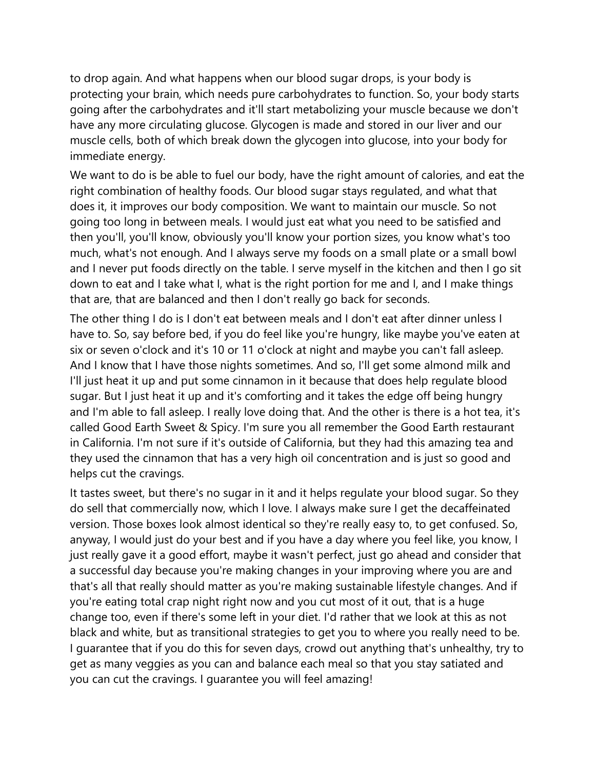to drop again. And what happens when our blood sugar drops, is your body is protecting your brain, which needs pure carbohydrates to function. So, your body starts going after the carbohydrates and it'll start metabolizing your muscle because we don't have any more circulating glucose. Glycogen is made and stored in our liver and our muscle cells, both of which break down the glycogen into glucose, into your body for immediate energy.

We want to do is be able to fuel our body, have the right amount of calories, and eat the right combination of healthy foods. Our blood sugar stays regulated, and what that does it, it improves our body composition. We want to maintain our muscle. So not going too long in between meals. I would just eat what you need to be satisfied and then you'll, you'll know, obviously you'll know your portion sizes, you know what's too much, what's not enough. And I always serve my foods on a small plate or a small bowl and I never put foods directly on the table. I serve myself in the kitchen and then I go sit down to eat and I take what I, what is the right portion for me and I, and I make things that are, that are balanced and then I don't really go back for seconds.

The other thing I do is I don't eat between meals and I don't eat after dinner unless I have to. So, say before bed, if you do feel like you're hungry, like maybe you've eaten at six or seven o'clock and it's 10 or 11 o'clock at night and maybe you can't fall asleep. And I know that I have those nights sometimes. And so, I'll get some almond milk and I'll just heat it up and put some cinnamon in it because that does help regulate blood sugar. But I just heat it up and it's comforting and it takes the edge off being hungry and I'm able to fall asleep. I really love doing that. And the other is there is a hot tea, it's called Good Earth Sweet & Spicy. I'm sure you all remember the Good Earth restaurant in California. I'm not sure if it's outside of California, but they had this amazing tea and they used the cinnamon that has a very high oil concentration and is just so good and helps cut the cravings.

It tastes sweet, but there's no sugar in it and it helps regulate your blood sugar. So they do sell that commercially now, which I love. I always make sure I get the decaffeinated version. Those boxes look almost identical so they're really easy to, to get confused. So, anyway, I would just do your best and if you have a day where you feel like, you know, I just really gave it a good effort, maybe it wasn't perfect, just go ahead and consider that a successful day because you're making changes in your improving where you are and that's all that really should matter as you're making sustainable lifestyle changes. And if you're eating total crap night right now and you cut most of it out, that is a huge change too, even if there's some left in your diet. I'd rather that we look at this as not black and white, but as transitional strategies to get you to where you really need to be. I guarantee that if you do this for seven days, crowd out anything that's unhealthy, try to get as many veggies as you can and balance each meal so that you stay satiated and you can cut the cravings. I guarantee you will feel amazing!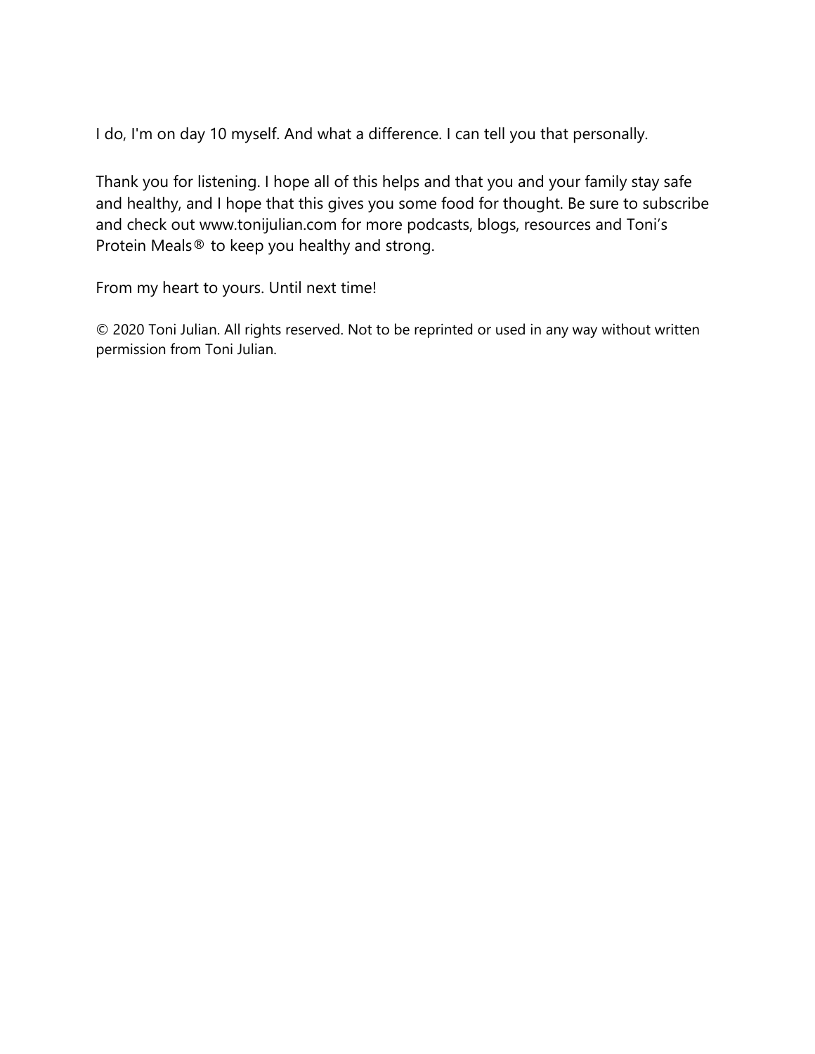I do, I'm on day 10 myself. And what a difference. I can tell you that personally.

Thank you for listening. I hope all of this helps and that you and your family stay safe and healthy, and I hope that this gives you some food for thought. Be sure to subscribe and check out www.tonijulian.com for more podcasts, blogs, resources and Toni's Protein Meals® to keep you healthy and strong.

From my heart to yours. Until next time!

© 2020 Toni Julian. All rights reserved. Not to be reprinted or used in any way without written permission from Toni Julian.